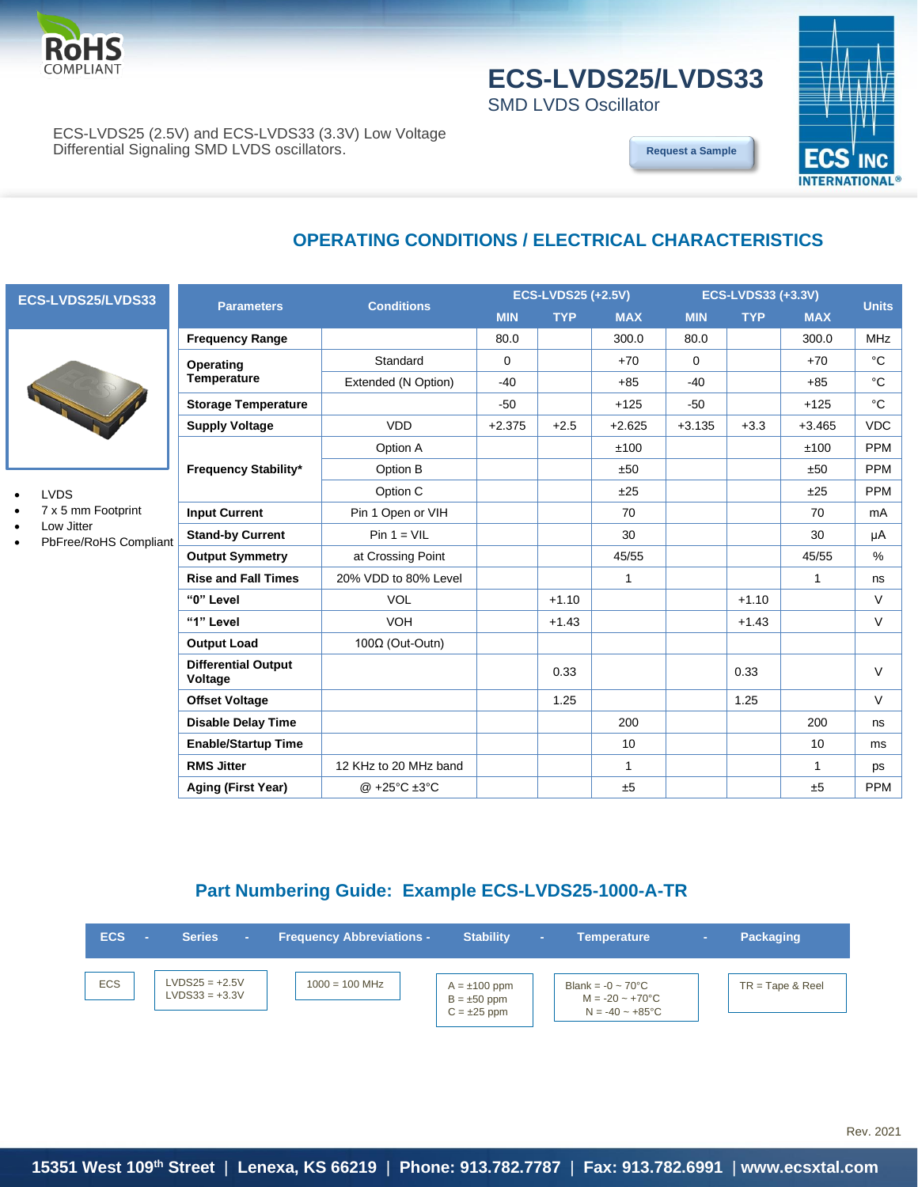RoHS COMPLIANT

# ECS-LVDS25/LVDS33

SMD LVDS Oscillator

ECS-LVDS25 (2.5V) and ECS-LVDS33 (3.3V) Low Voltage Differential Signaling SMD LVDS oscillators.

Request a Sample

## OPERATING CONDITIONS / ELECTRICAL CHARACTERISTICS

**ECS-LVDS25/LVDS33**

- LVDS
- 7 x 5 mm Footprint
- Low Jitter
- PbFree/RoHS Compliant

| Parameters | Conditions | ECS-LVDS25 (+2.5V) | | | ECS-LVDS33 (+3.3V) | | | Units |
|---|---|---|---|---|---|---|---|---|
| | | MIN | TYP | MAX | MIN | TYP | MAX | |
| **Frequency Range** | | 80.0 | | 300.0 | 80.0 | | 300.0 | MHz |
| **Operating Temperature** | Standard | 0 | | +70 | 0 | | +70 | °C |
| | Extended (N Option) | -40 | | +85 | -40 | | +85 | °C |
| **Storage Temperature** | | -50 | | +125 | -50 | | +125 | °C |
| **Supply Voltage** | VDD | +2.375 | +2.5 | +2.625 | +3.135 | +3.3 | +3.465 | VDC |
| **Frequency Stability*** | Option A | | | ±100 | | | ±100 | PPM |
| | Option B | | | ±50 | | | ±50 | PPM |
| | Option C | | | ±25 | | | ±25 | PPM |
| **Input Current** | Pin 1 Open or VIH | | | 70 | | | 70 | mA |
| **Stand-by Current** | Pin 1 = VIL | | | 30 | | | 30 | µA |
| **Output Symmetry** | at Crossing Point | | | 45/55 | | | 45/55 | % |
| **Rise and Fall Times** | 20% VDD to 80% Level | | | 1 | | | 1 | ns |
| **"0" Level** | VOL | | +1.10 | | | +1.10 | | V |
| **"1" Level** | VOH | | +1.43 | | | +1.43 | | V |
| **Output Load** | 100Ω (Out-Outn) | | | | | | | |
| **Differential Output Voltage** | | | 0.33 | | | 0.33 | | V |
| **Offset Voltage** | | | 1.25 | | | 1.25 | | V |
| **Disable Delay Time** | | | | 200 | | | 200 | ns |
| **Enable/Startup Time** | | | | 10 | | | 10 | ms |
| **RMS Jitter** | 12 KHz to 20 MHz band | | | 1 | | | 1 | ps |
| **Aging (First Year)** | @ +25°C ±3°C | | | ±5 | | | ±5 | PPM |

## Part Numbering Guide: Example ECS-LVDS25-1000-A-TR

| ECS | Series | Frequency Abbreviations | Stability | Temperature | Packaging |
|---|---|---|---|---|---|
| ECS | LVDS25 = +2.5V<br>LVDS33 = +3.3V | 1000 = 100 MHz | A = ±100 ppm<br>B = ±50 ppm<br>C = ±25 ppm | Blank = -0 ~ 70°C<br>M = -20 ~ +70°C<br>N = -40 ~ +85°C | TR = Tape & Reel |

Rev. 2021

15351 West 109th Street | Lenexa, KS 66219 | Phone: 913.782.7787 | Fax: 913.782.6991 | www.ecsxtal.com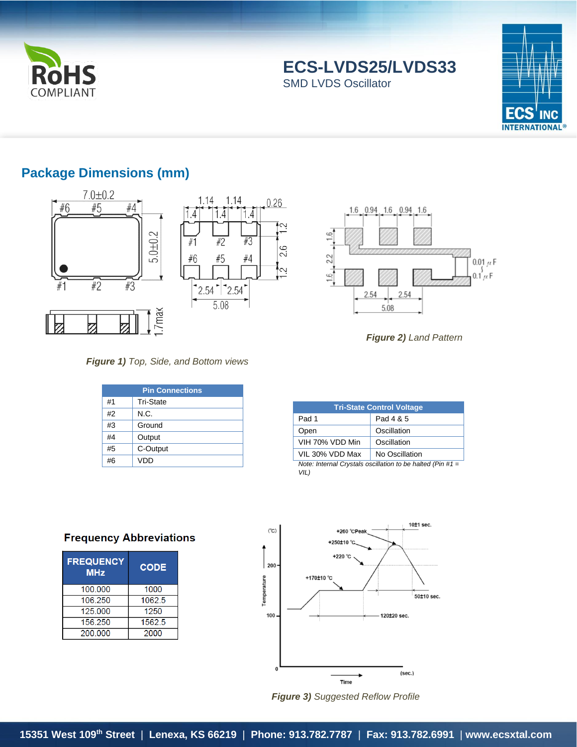# ECS-LVDS25/LVDS33

SMD LVDS Oscillator

## Package Dimensions (mm)

***Figure 1)*** *Top, Side, and Bottom views*

***Figure 2)*** *Land Pattern*

| Pin Connections | |
|---|---|
| #1 | Tri-State |
| #2 | N.C. |
| #3 | Ground |
| #4 | Output |
| #5 | C-Output |
| #6 | VDD |

| Tri-State Control Voltage | |
|---|---|
| Pad 1 | Pad 4 & 5 |
| Open | Oscillation |
| VIH 70% VDD Min | Oscillation |
| VIL 30% VDD Max | No Oscillation |

*Note: Internal Crystals oscillation to be halted (Pin #1 = VIL)*

### Frequency Abbreviations

| FREQUENCY MHz | CODE |
|---|---|
| 100.000 | 1000 |
| 106.250 | 1062.5 |
| 125.000 | 1250 |
| 156.250 | 1562.5 |
| 200.000 | 2000 |

***Figure 3)*** *Suggested Reflow Profile*

15351 West 109th Street | Lenexa, KS 66219 | Phone: 913.782.7787 | Fax: 913.782.6991 | www.ecsxtal.com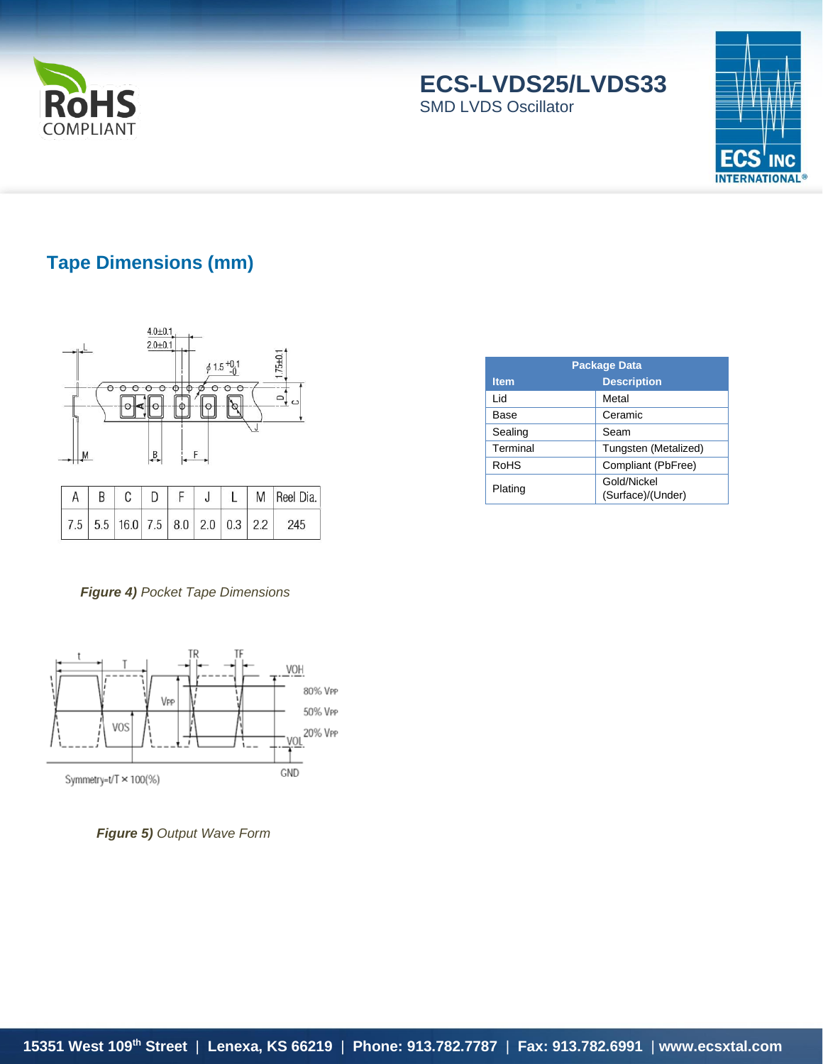## Tape Dimensions (mm)

4.0±0.1
2.0±0.1
ϕ 1.5 +0.1 -0
1.75±0.1
L
D
C
A
J
M
B
F

| A | B | C | D | F | J | L | M | Reel Dia. |
|---|---|---|---|---|---|---|---|---|
| 7.5 | 5.5 | 16.0 | 7.5 | 8.0 | 2.0 | 0.3 | 2.2 | 245 |

***Figure 4)*** *Pocket Tape Dimensions*

t
T
TR
TF
VOH
80% VPP
VPP
50% VPP
VOS
20% VPP
VOL
GND
Symmetry=t/T × 100(%)

***Figure 5)*** *Output Wave Form*

| Package Data | |
|---|---|
| **Item** | **Description** |
| Lid | Metal |
| Base | Ceramic |
| Sealing | Seam |
| Terminal | Tungsten (Metalized) |
| RoHS | Compliant (PbFree) |
| Plating | Gold/Nickel (Surface)/(Under) |